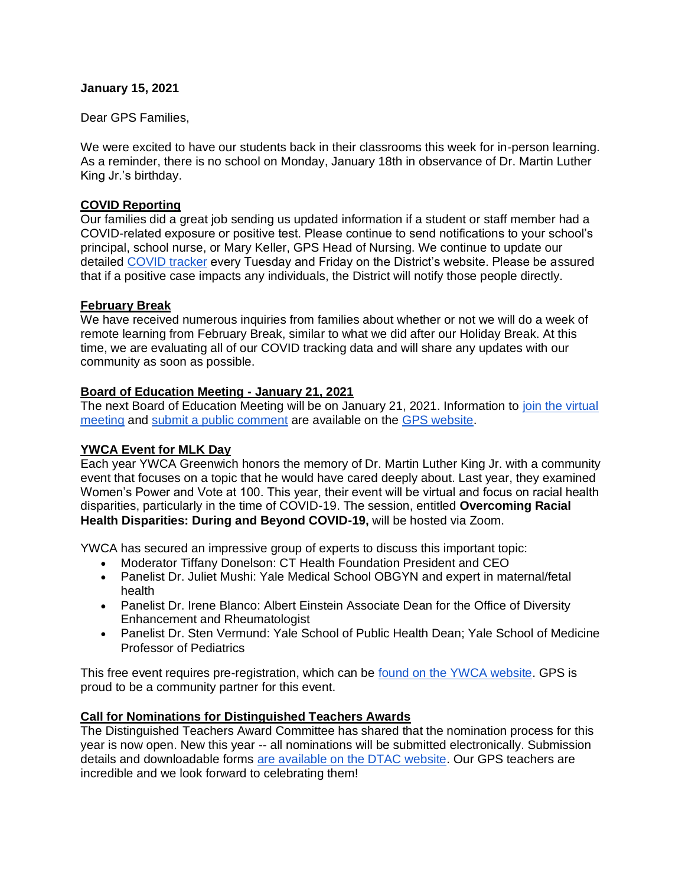**January 15, 2021**

Dear GPS Families,

We were excited to have our students back in their classrooms this week for in-person learning. As a reminder, there is no school on Monday, January 18th in observance of Dr. Martin Luther King Jr.'s birthday.

**COVID Reporting**

Our families did a great job sending us updated information if a student or staff member had a COVID-related exposure or positive test. Please continue to send notifications to your school's principal, school nurse, or Mary Keller, GPS Head of Nursing. We continue to update our detailed COVID tracker every Tuesday and Friday on the District's website. Please be assured that if a positive case impacts any individuals, the District will notify those people directly.

**February Break**

We have received numerous inquiries from families about whether or not we will do a week of remote learning from February Break, similar to what we did after our Holiday Break. At this time, we are evaluating all of our COVID tracking data and will share any updates with our community as soon as possible.

**Board of Education Meeting - January 21, 2021**

The next Board of Education Meeting will be on January 21, 2021. Information to join the virtual meeting and submit a public comment are available on the GPS website.

**YWCA Event for MLK Day**

Each year YWCA Greenwich honors the memory of Dr. Martin Luther King Jr. with a community event that focuses on a topic that he would have cared deeply about. Last year, they examined Women's Power and Vote at 100. This year, their event will be virtual and focus on racial health disparities, particularly in the time of COVID-19. The session, entitled **Overcoming Racial Health Disparities: During and Beyond COVID-19,** will be hosted via Zoom.

YWCA has secured an impressive group of experts to discuss this important topic:

- Moderator Tiffany Donelson: CT Health Foundation President and CEO
- Panelist Dr. Juliet Mushi: Yale Medical School OBGYN and expert in maternal/fetal health
- Panelist Dr. Irene Blanco: Albert Einstein Associate Dean for the Office of Diversity Enhancement and Rheumatologist
- Panelist Dr. Sten Vermund: Yale School of Public Health Dean; Yale School of Medicine Professor of Pediatrics

This free event requires pre-registration, which can be found on the YWCA website. GPS is proud to be a community partner for this event.

**Call for Nominations for Distinguished Teachers Awards**

The Distinguished Teachers Award Committee has shared that the nomination process for this year is now open. New this year -- all nominations will be submitted electronically. Submission details and downloadable forms are available on the DTAC website. Our GPS teachers are incredible and we look forward to celebrating them!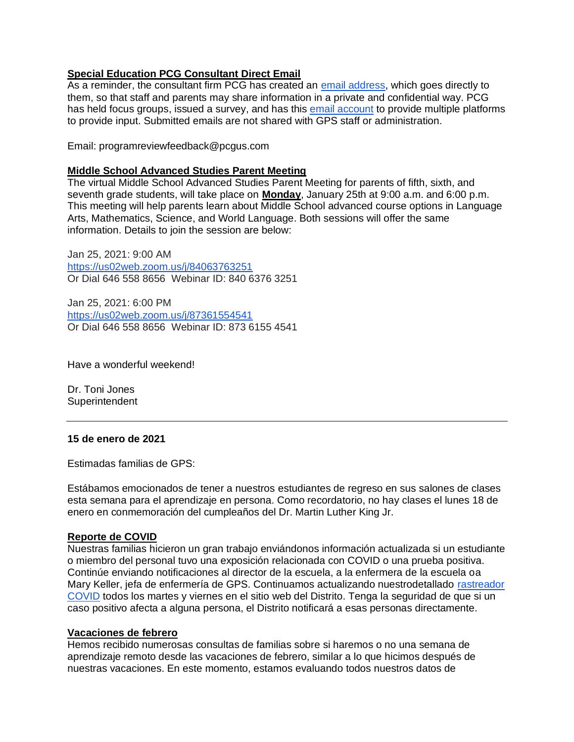**Special Education PCG Consultant Direct Email**
As a reminder, the consultant firm PCG has created an email address, which goes directly to them, so that staff and parents may share information in a private and confidential way. PCG has held focus groups, issued a survey, and has this email account to provide multiple platforms to provide input. Submitted emails are not shared with GPS staff or administration.

Email: programreviewfeedback@pcgus.com

**Middle School Advanced Studies Parent Meeting**
The virtual Middle School Advanced Studies Parent Meeting for parents of fifth, sixth, and seventh grade students, will take place on **Monday**, January 25th at 9:00 a.m. and 6:00 p.m. This meeting will help parents learn about Middle School advanced course options in Language Arts, Mathematics, Science, and World Language. Both sessions will offer the same information. Details to join the session are below:

Jan 25, 2021: 9:00 AM
https://us02web.zoom.us/j/84063763251
Or Dial 646 558 8656 Webinar ID: 840 6376 3251

Jan 25, 2021: 6:00 PM
https://us02web.zoom.us/j/87361554541
Or Dial 646 558 8656 Webinar ID: 873 6155 4541

Have a wonderful weekend!

Dr. Toni Jones
Superintendent

---

**15 de enero de 2021**

Estimadas familias de GPS:

Estábamos emocionados de tener a nuestros estudiantes de regreso en sus salones de clases esta semana para el aprendizaje en persona. Como recordatorio, no hay clases el lunes 18 de enero en conmemoración del cumpleaños del Dr. Martin Luther King Jr.

**Reporte de COVID**
Nuestras familias hicieron un gran trabajo enviándonos información actualizada si un estudiante o miembro del personal tuvo una exposición relacionada con COVID o una prueba positiva. Continúe enviando notificaciones al director de la escuela, a la enfermera de la escuela oa Mary Keller, jefa de enfermería de GPS. Continuamos actualizando nuestrodetallado rastreador COVID todos los martes y viernes en el sitio web del Distrito. Tenga la seguridad de que si un caso positivo afecta a alguna persona, el Distrito notificará a esas personas directamente.

**Vacaciones de febrero**
Hemos recibido numerosas consultas de familias sobre si haremos o no una semana de aprendizaje remoto desde las vacaciones de febrero, similar a lo que hicimos después de nuestras vacaciones. En este momento, estamos evaluando todos nuestros datos de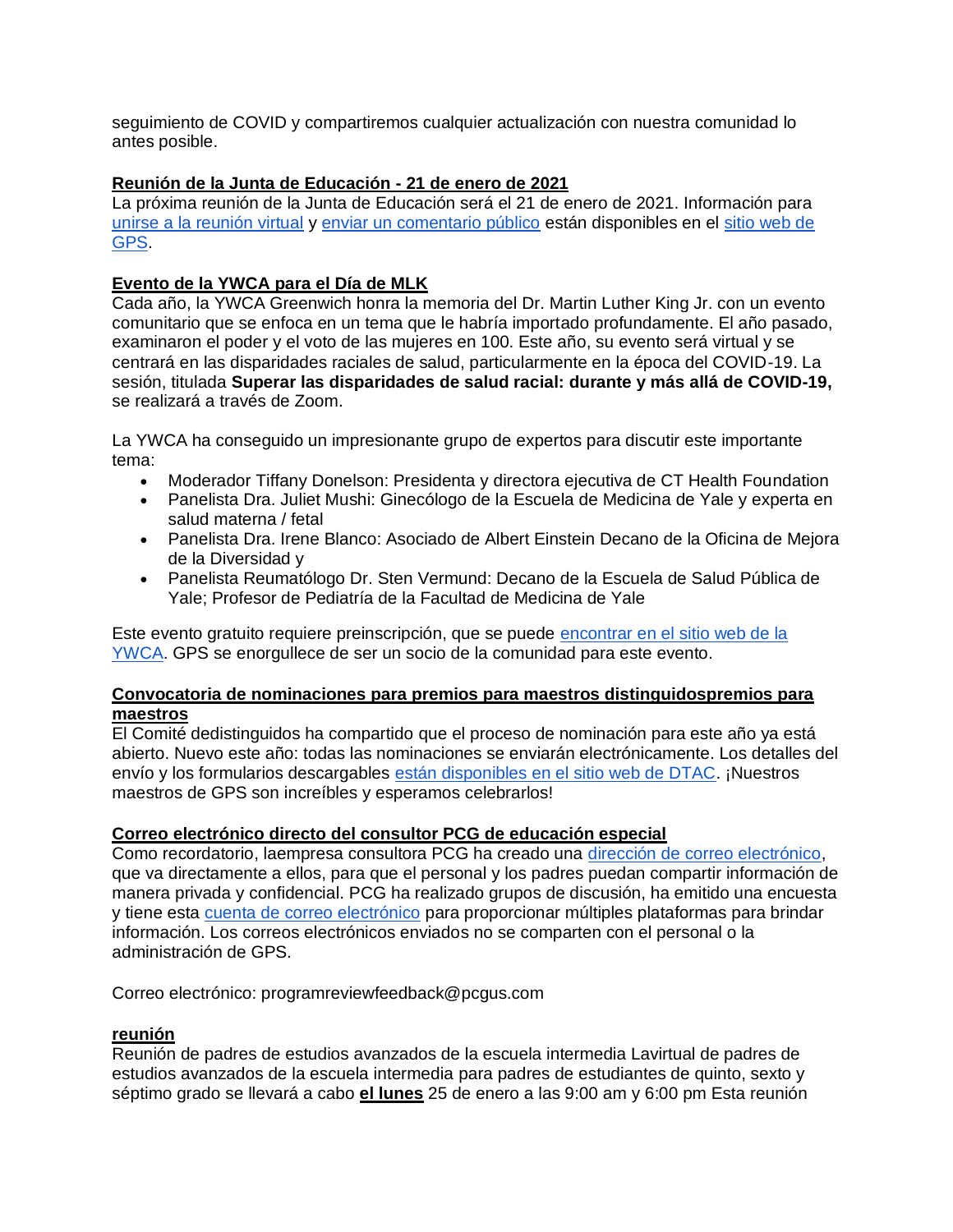seguimiento de COVID y compartiremos cualquier actualización con nuestra comunidad lo antes posible.

**Reunión de la Junta de Educación - 21 de enero de 2021**

La próxima reunión de la Junta de Educación será el 21 de enero de 2021. Información para unirse a la reunión virtual y enviar un comentario público están disponibles en el sitio web de GPS.

**Evento de la YWCA para el Día de MLK**

Cada año, la YWCA Greenwich honra la memoria del Dr. Martin Luther King Jr. con un evento comunitario que se enfoca en un tema que le habría importado profundamente. El año pasado, examinaron el poder y el voto de las mujeres en 100. Este año, su evento será virtual y se centrará en las disparidades raciales de salud, particularmente en la época del COVID-19. La sesión, titulada **Superar las disparidades de salud racial: durante y más allá de COVID-19,** se realizará a través de Zoom.

La YWCA ha conseguido un impresionante grupo de expertos para discutir este importante tema:

- Moderador Tiffany Donelson: Presidenta y directora ejecutiva de CT Health Foundation
- Panelista Dra. Juliet Mushi: Ginecólogo de la Escuela de Medicina de Yale y experta en salud materna / fetal
- Panelista Dra. Irene Blanco: Asociado de Albert Einstein Decano de la Oficina de Mejora de la Diversidad y
- Panelista Reumatólogo Dr. Sten Vermund: Decano de la Escuela de Salud Pública de Yale; Profesor de Pediatría de la Facultad de Medicina de Yale

Este evento gratuito requiere preinscripción, que se puede encontrar en el sitio web de la YWCA. GPS se enorgullece de ser un socio de la comunidad para este evento.

**Convocatoria de nominaciones para premios para maestros distinguidospremios para maestros**

El Comité dedistinguidos ha compartido que el proceso de nominación para este año ya está abierto. Nuevo este año: todas las nominaciones se enviarán electrónicamente. Los detalles del envío y los formularios descargables están disponibles en el sitio web de DTAC. ¡Nuestros maestros de GPS son increíbles y esperamos celebrarlos!

**Correo electrónico directo del consultor PCG de educación especial**

Como recordatorio, laempresa consultora PCG ha creado una dirección de correo electrónico, que va directamente a ellos, para que el personal y los padres puedan compartir información de manera privada y confidencial. PCG ha realizado grupos de discusión, ha emitido una encuesta y tiene esta cuenta de correo electrónico para proporcionar múltiples plataformas para brindar información. Los correos electrónicos enviados no se comparten con el personal o la administración de GPS.

Correo electrónico: programreviewfeedback@pcgus.com

**reunión**

Reunión de padres de estudios avanzados de la escuela intermedia Lavirtual de padres de estudios avanzados de la escuela intermedia para padres de estudiantes de quinto, sexto y séptimo grado se llevará a cabo **el lunes** 25 de enero a las 9:00 am y 6:00 pm Esta reunión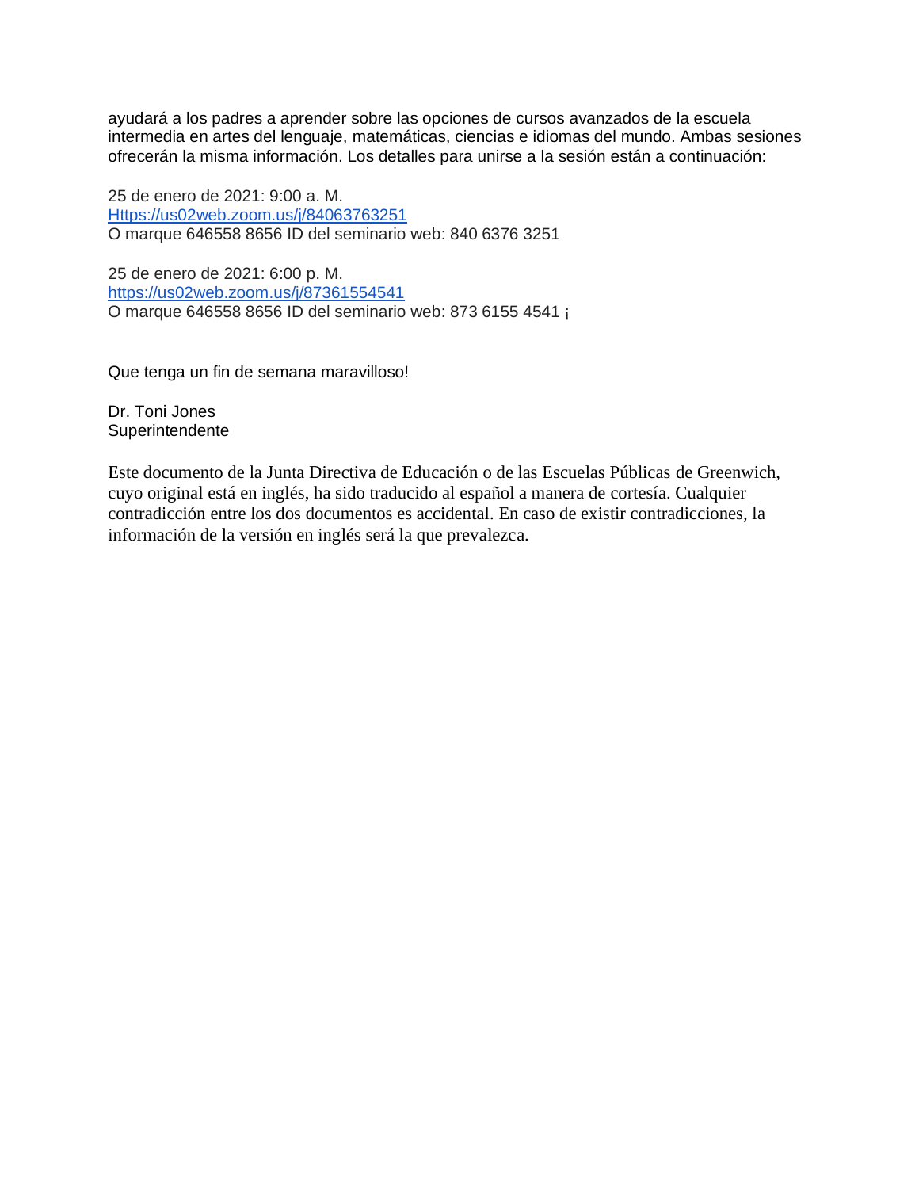ayudará a los padres a aprender sobre las opciones de cursos avanzados de la escuela intermedia en artes del lenguaje, matemáticas, ciencias e idiomas del mundo. Ambas sesiones ofrecerán la misma información. Los detalles para unirse a la sesión están a continuación:

25 de enero de 2021: 9:00 a. M.
Https://us02web.zoom.us/j/84063763251
O marque 646558 8656 ID del seminario web: 840 6376 3251

25 de enero de 2021: 6:00 p. M.
https://us02web.zoom.us/j/87361554541
O marque 646558 8656 ID del seminario web: 873 6155 4541 ¡

Que tenga un fin de semana maravilloso!

Dr. Toni Jones
Superintendente

Este documento de la Junta Directiva de Educación o de las Escuelas Públicas de Greenwich, cuyo original está en inglés, ha sido traducido al español a manera de cortesía. Cualquier contradicción entre los dos documentos es accidental. En caso de existir contradicciones, la información de la versión en inglés será la que prevalezca.